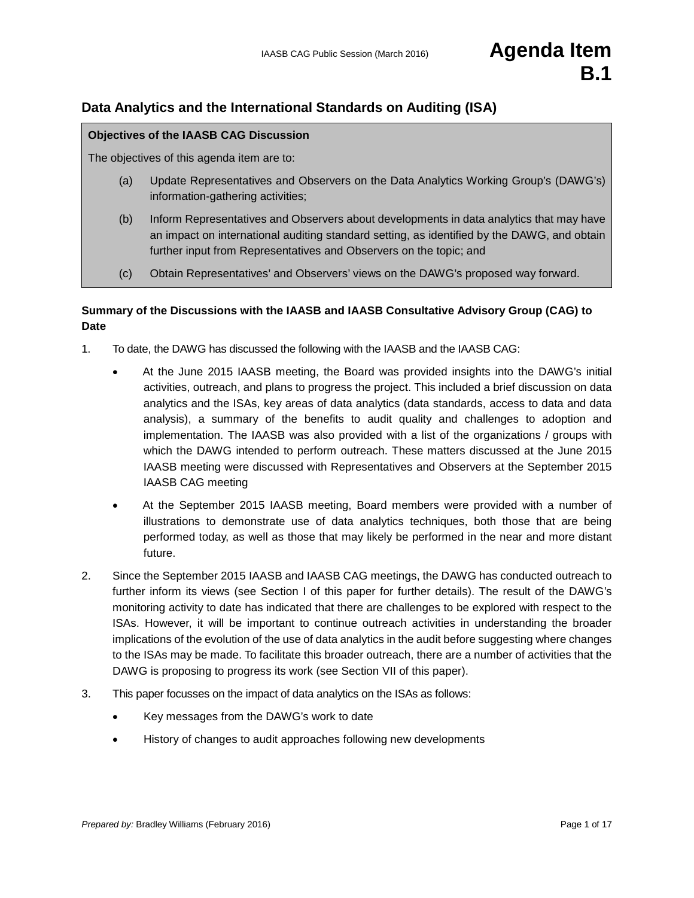# Agenda Item B.1

## Data Analytics and the International Standards on Auditing (ISA)

**Objectives of the IAASB CAG Discussion**

The objectives of this agenda item are to:

(a) Update Representatives and Observers on the Data Analytics Working Group's (DAWG's) information-gathering activities;

(b) Inform Representatives and Observers about developments in data analytics that may have an impact on international auditing standard setting, as identified by the DAWG, and obtain further input from Representatives and Observers on the topic; and

(c) Obtain Representatives' and Observers' views on the DAWG's proposed way forward.

### Summary of the Discussions with the IAASB and IAASB Consultative Advisory Group (CAG) to Date

1. To date, the DAWG has discussed the following with the IAASB and the IAASB CAG:
   - At the June 2015 IAASB meeting, the Board was provided insights into the DAWG's initial activities, outreach, and plans to progress the project. This included a brief discussion on data analytics and the ISAs, key areas of data analytics (data standards, access to data and data analysis), a summary of the benefits to audit quality and challenges to adoption and implementation. The IAASB was also provided with a list of the organizations / groups with which the DAWG intended to perform outreach. These matters discussed at the June 2015 IAASB meeting were discussed with Representatives and Observers at the September 2015 IAASB CAG meeting
   - At the September 2015 IAASB meeting, Board members were provided with a number of illustrations to demonstrate use of data analytics techniques, both those that are being performed today, as well as those that may likely be performed in the near and more distant future.

2. Since the September 2015 IAASB and IAASB CAG meetings, the DAWG has conducted outreach to further inform its views (see Section I of this paper for further details). The result of the DAWG's monitoring activity to date has indicated that there are challenges to be explored with respect to the ISAs. However, it will be important to continue outreach activities in understanding the broader implications of the evolution of the use of data analytics in the audit before suggesting where changes to the ISAs may be made. To facilitate this broader outreach, there are a number of activities that the DAWG is proposing to progress its work (see Section VII of this paper).

3. This paper focusses on the impact of data analytics on the ISAs as follows:
   - Key messages from the DAWG's work to date
   - History of changes to audit approaches following new developments

*Prepared by:* Bradley Williams (February 2016)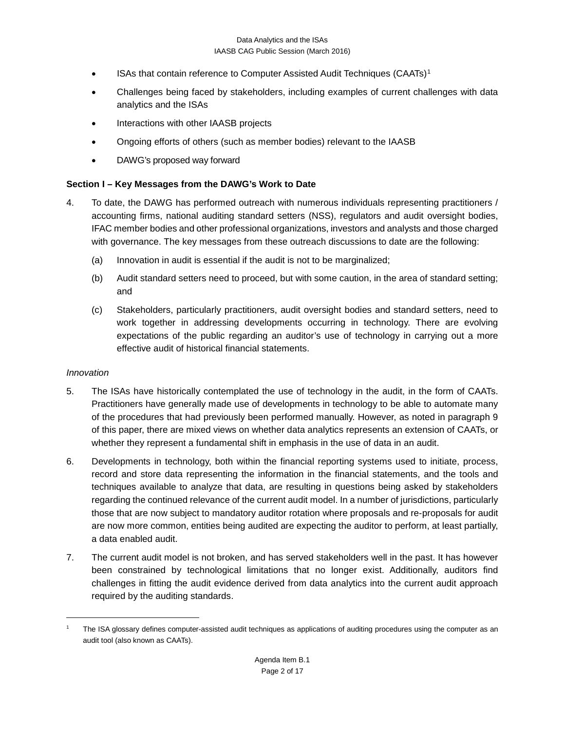- ISAs that contain reference to Computer Assisted Audit Techniques (CAATs)[1]
- Challenges being faced by stakeholders, including examples of current challenges with data analytics and the ISAs
- Interactions with other IAASB projects
- Ongoing efforts of others (such as member bodies) relevant to the IAASB
- DAWG's proposed way forward

**Section I – Key Messages from the DAWG's Work to Date**

4. To date, the DAWG has performed outreach with numerous individuals representing practitioners / accounting firms, national auditing standard setters (NSS), regulators and audit oversight bodies, IFAC member bodies and other professional organizations, investors and analysts and those charged with governance. The key messages from these outreach discussions to date are the following:

   (a) Innovation in audit is essential if the audit is not to be marginalized;

   (b) Audit standard setters need to proceed, but with some caution, in the area of standard setting; and

   (c) Stakeholders, particularly practitioners, audit oversight bodies and standard setters, need to work together in addressing developments occurring in technology. There are evolving expectations of the public regarding an auditor's use of technology in carrying out a more effective audit of historical financial statements.

*Innovation*

5. The ISAs have historically contemplated the use of technology in the audit, in the form of CAATs. Practitioners have generally made use of developments in technology to be able to automate many of the procedures that had previously been performed manually. However, as noted in paragraph 9 of this paper, there are mixed views on whether data analytics represents an extension of CAATs, or whether they represent a fundamental shift in emphasis in the use of data in an audit.

6. Developments in technology, both within the financial reporting systems used to initiate, process, record and store data representing the information in the financial statements, and the tools and techniques available to analyze that data, are resulting in questions being asked by stakeholders regarding the continued relevance of the current audit model. In a number of jurisdictions, particularly those that are now subject to mandatory auditor rotation where proposals and re-proposals for audit are now more common, entities being audited are expecting the auditor to perform, at least partially, a data enabled audit.

7. The current audit model is not broken, and has served stakeholders well in the past. It has however been constrained by technological limitations that no longer exist. Additionally, auditors find challenges in fitting the audit evidence derived from data analytics into the current audit approach required by the auditing standards.

---

[1] The ISA glossary defines computer-assisted audit techniques as applications of auditing procedures using the computer as an audit tool (also known as CAATs).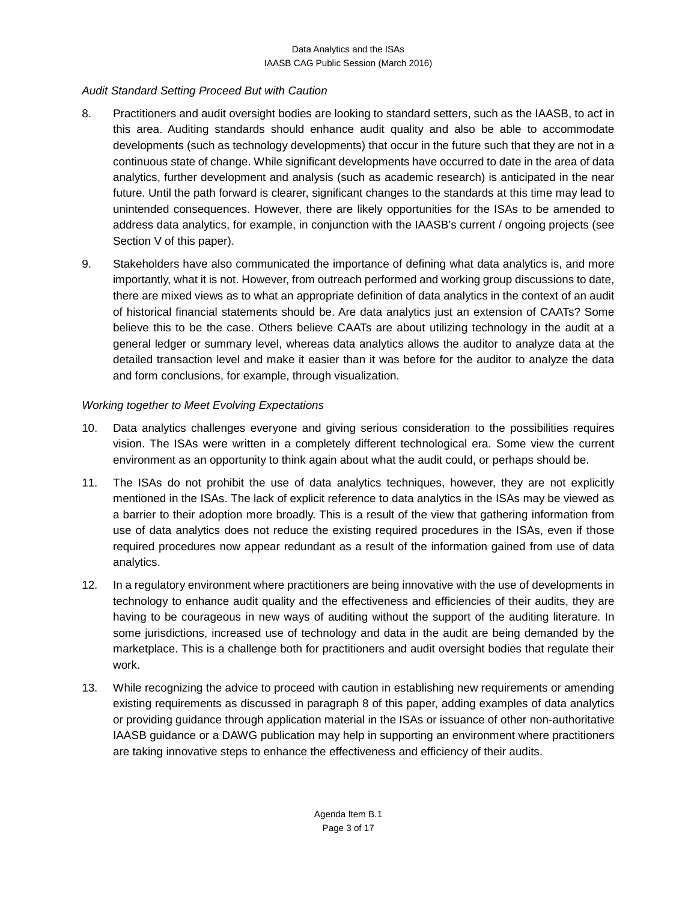*Audit Standard Setting Proceed But with Caution*

8. Practitioners and audit oversight bodies are looking to standard setters, such as the IAASB, to act in this area. Auditing standards should enhance audit quality and also be able to accommodate developments (such as technology developments) that occur in the future such that they are not in a continuous state of change. While significant developments have occurred to date in the area of data analytics, further development and analysis (such as academic research) is anticipated in the near future. Until the path forward is clearer, significant changes to the standards at this time may lead to unintended consequences. However, there are likely opportunities for the ISAs to be amended to address data analytics, for example, in conjunction with the IAASB's current / ongoing projects (see Section V of this paper).

9. Stakeholders have also communicated the importance of defining what data analytics is, and more importantly, what it is not. However, from outreach performed and working group discussions to date, there are mixed views as to what an appropriate definition of data analytics in the context of an audit of historical financial statements should be. Are data analytics just an extension of CAATs? Some believe this to be the case. Others believe CAATs are about utilizing technology in the audit at a general ledger or summary level, whereas data analytics allows the auditor to analyze data at the detailed transaction level and make it easier than it was before for the auditor to analyze the data and form conclusions, for example, through visualization.

*Working together to Meet Evolving Expectations*

10. Data analytics challenges everyone and giving serious consideration to the possibilities requires vision. The ISAs were written in a completely different technological era. Some view the current environment as an opportunity to think again about what the audit could, or perhaps should be.

11. The ISAs do not prohibit the use of data analytics techniques, however, they are not explicitly mentioned in the ISAs. The lack of explicit reference to data analytics in the ISAs may be viewed as a barrier to their adoption more broadly. This is a result of the view that gathering information from use of data analytics does not reduce the existing required procedures in the ISAs, even if those required procedures now appear redundant as a result of the information gained from use of data analytics.

12. In a regulatory environment where practitioners are being innovative with the use of developments in technology to enhance audit quality and the effectiveness and efficiencies of their audits, they are having to be courageous in new ways of auditing without the support of the auditing literature. In some jurisdictions, increased use of technology and data in the audit are being demanded by the marketplace. This is a challenge both for practitioners and audit oversight bodies that regulate their work.

13. While recognizing the advice to proceed with caution in establishing new requirements or amending existing requirements as discussed in paragraph 8 of this paper, adding examples of data analytics or providing guidance through application material in the ISAs or issuance of other non-authoritative IAASB guidance or a DAWG publication may help in supporting an environment where practitioners are taking innovative steps to enhance the effectiveness and efficiency of their audits.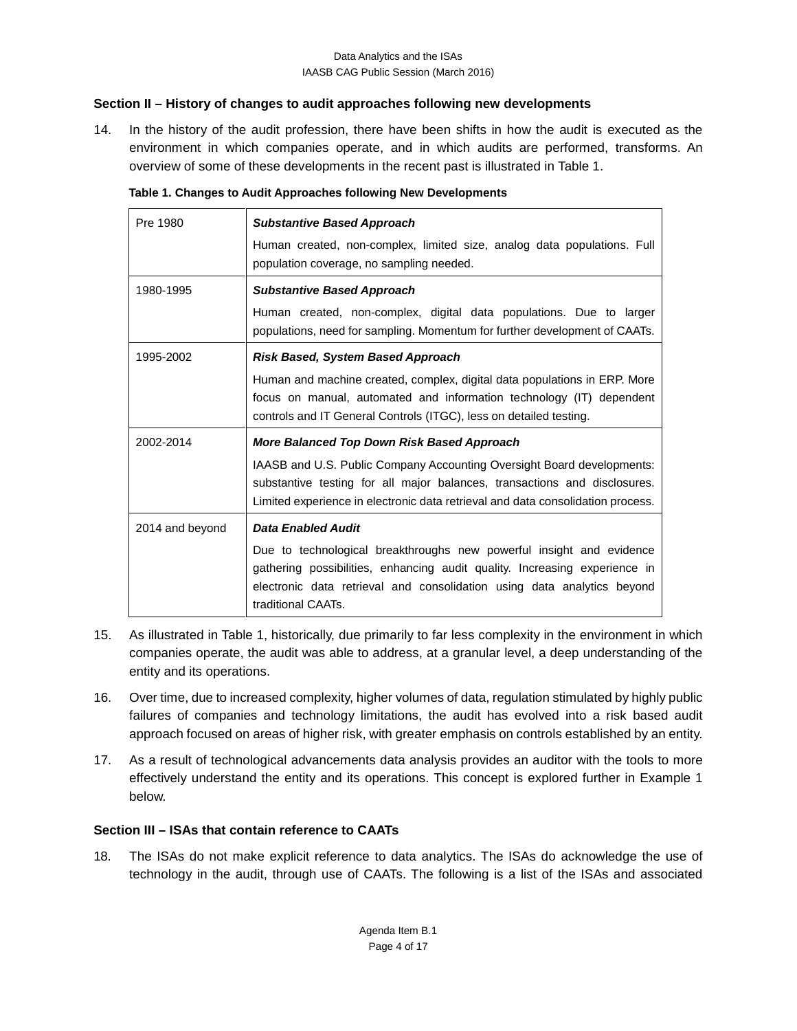## Section II – History of changes to audit approaches following new developments

14. In the history of the audit profession, there have been shifts in how the audit is executed as the environment in which companies operate, and in which audits are performed, transforms. An overview of some of these developments in the recent past is illustrated in Table 1.

**Table 1. Changes to Audit Approaches following New Developments**

| Period | Approach |
|---|---|
| Pre 1980 | ***Substantive Based Approach*** Human created, non-complex, limited size, analog data populations. Full population coverage, no sampling needed. |
| 1980-1995 | ***Substantive Based Approach*** Human created, non-complex, digital data populations. Due to larger populations, need for sampling. Momentum for further development of CAATs. |
| 1995-2002 | ***Risk Based, System Based Approach*** Human and machine created, complex, digital data populations in ERP. More focus on manual, automated and information technology (IT) dependent controls and IT General Controls (ITGC), less on detailed testing. |
| 2002-2014 | ***More Balanced Top Down Risk Based Approach*** IAASB and U.S. Public Company Accounting Oversight Board developments: substantive testing for all major balances, transactions and disclosures. Limited experience in electronic data retrieval and data consolidation process. |
| 2014 and beyond | ***Data Enabled Audit*** Due to technological breakthroughs new powerful insight and evidence gathering possibilities, enhancing audit quality. Increasing experience in electronic data retrieval and consolidation using data analytics beyond traditional CAATs. |

15. As illustrated in Table 1, historically, due primarily to far less complexity in the environment in which companies operate, the audit was able to address, at a granular level, a deep understanding of the entity and its operations.

16. Over time, due to increased complexity, higher volumes of data, regulation stimulated by highly public failures of companies and technology limitations, the audit has evolved into a risk based audit approach focused on areas of higher risk, with greater emphasis on controls established by an entity.

17. As a result of technological advancements data analysis provides an auditor with the tools to more effectively understand the entity and its operations. This concept is explored further in Example 1 below.

## Section III – ISAs that contain reference to CAATs

18. The ISAs do not make explicit reference to data analytics. The ISAs do acknowledge the use of technology in the audit, through use of CAATs. The following is a list of the ISAs and associated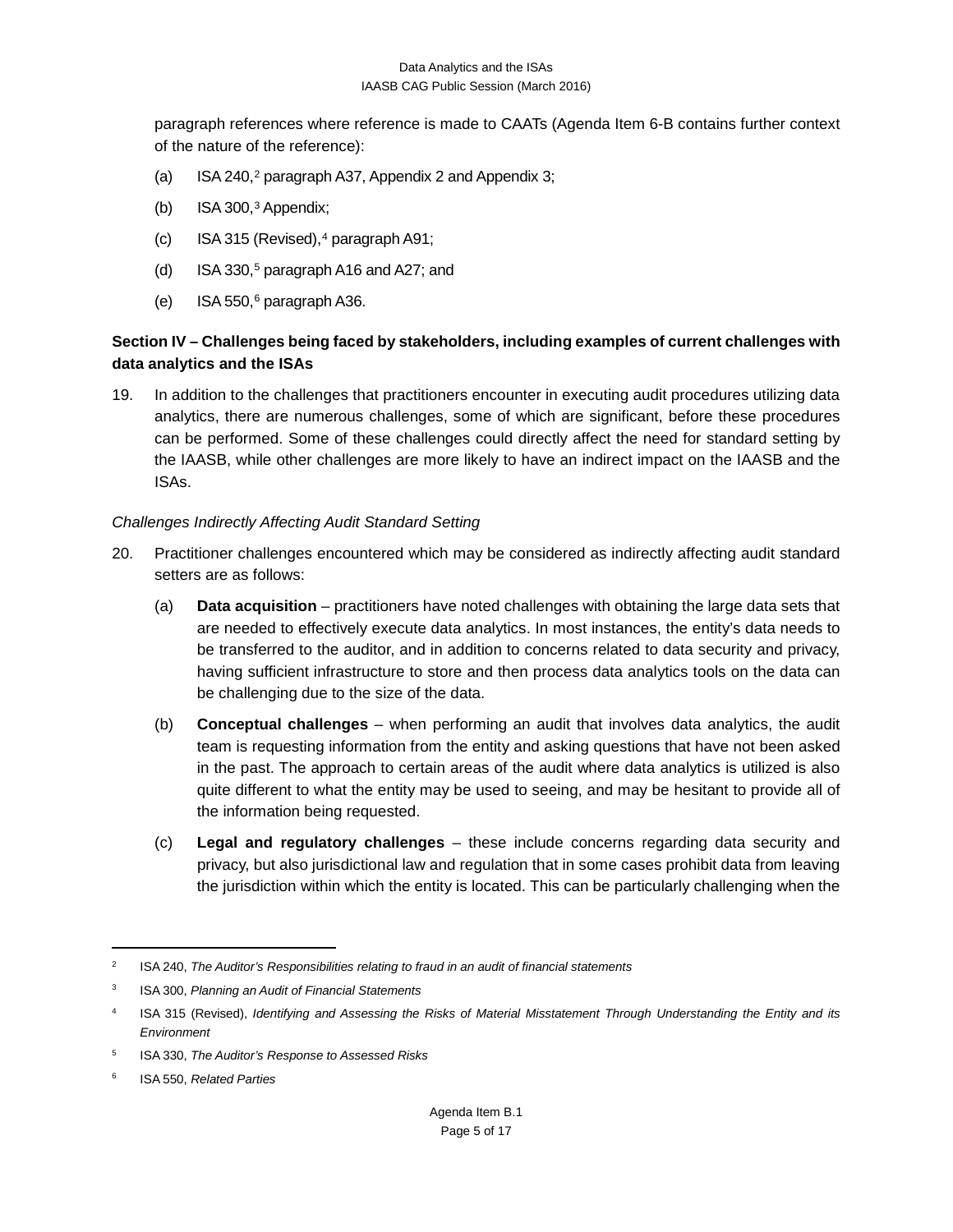paragraph references where reference is made to CAATs (Agenda Item 6-B contains further context of the nature of the reference):

(a) ISA 240,[2] paragraph A37, Appendix 2 and Appendix 3;

(b) ISA 300,[3] Appendix;

(c) ISA 315 (Revised),[4] paragraph A91;

(d) ISA 330,[5] paragraph A16 and A27; and

(e) ISA 550,[6] paragraph A36.

**Section IV – Challenges being faced by stakeholders, including examples of current challenges with data analytics and the ISAs**

19. In addition to the challenges that practitioners encounter in executing audit procedures utilizing data analytics, there are numerous challenges, some of which are significant, before these procedures can be performed. Some of these challenges could directly affect the need for standard setting by the IAASB, while other challenges are more likely to have an indirect impact on the IAASB and the ISAs.

*Challenges Indirectly Affecting Audit Standard Setting*

20. Practitioner challenges encountered which may be considered as indirectly affecting audit standard setters are as follows:

    (a) **Data acquisition** – practitioners have noted challenges with obtaining the large data sets that are needed to effectively execute data analytics. In most instances, the entity's data needs to be transferred to the auditor, and in addition to concerns related to data security and privacy, having sufficient infrastructure to store and then process data analytics tools on the data can be challenging due to the size of the data.

    (b) **Conceptual challenges** – when performing an audit that involves data analytics, the audit team is requesting information from the entity and asking questions that have not been asked in the past. The approach to certain areas of the audit where data analytics is utilized is also quite different to what the entity may be used to seeing, and may be hesitant to provide all of the information being requested.

    (c) **Legal and regulatory challenges** – these include concerns regarding data security and privacy, but also jurisdictional law and regulation that in some cases prohibit data from leaving the jurisdiction within which the entity is located. This can be particularly challenging when the

---

[2] ISA 240, *The Auditor's Responsibilities relating to fraud in an audit of financial statements*

[3] ISA 300, *Planning an Audit of Financial Statements*

[4] ISA 315 (Revised), *Identifying and Assessing the Risks of Material Misstatement Through Understanding the Entity and its Environment*

[5] ISA 330, *The Auditor's Response to Assessed Risks*

[6] ISA 550, *Related Parties*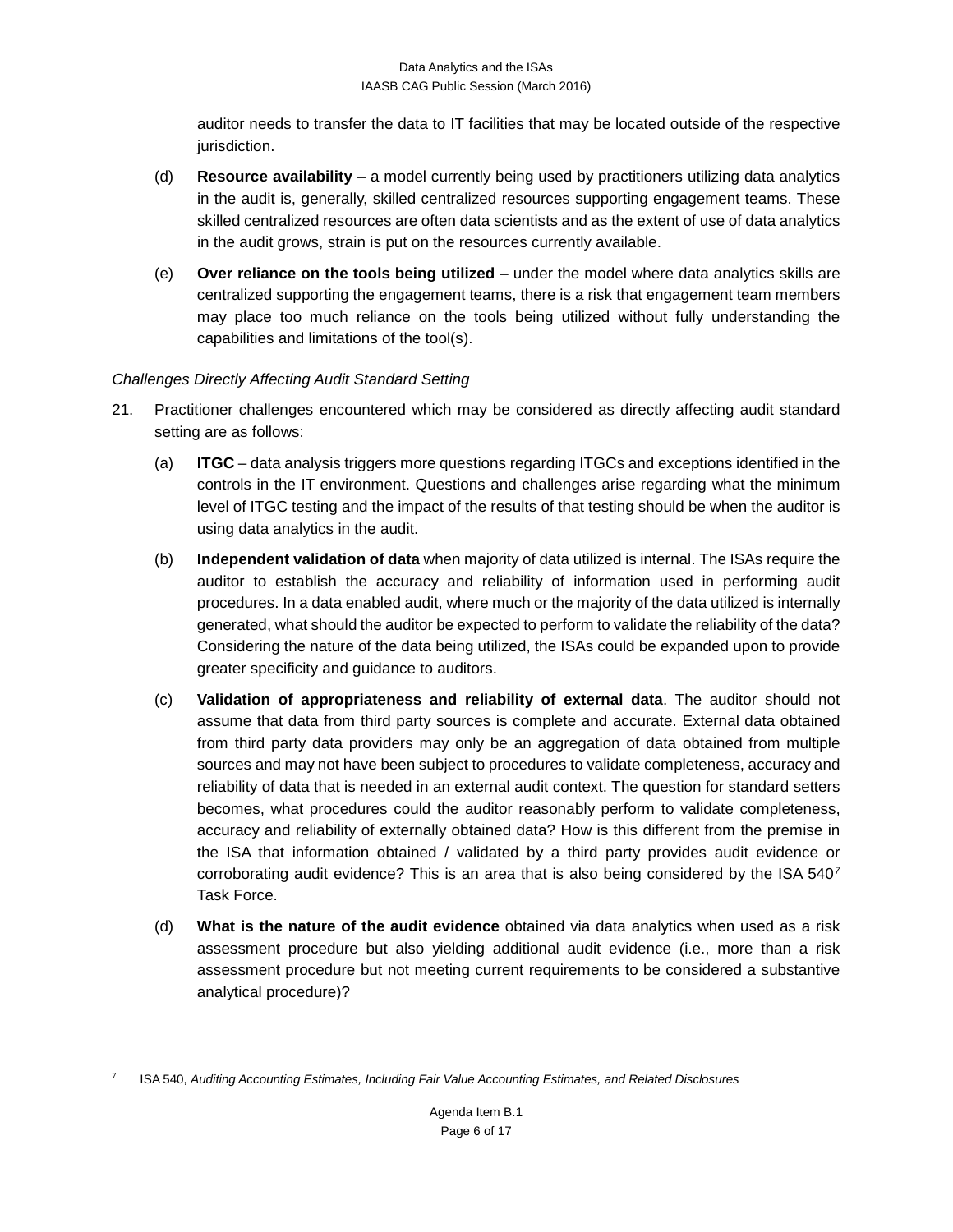auditor needs to transfer the data to IT facilities that may be located outside of the respective jurisdiction.

(d) **Resource availability** – a model currently being used by practitioners utilizing data analytics in the audit is, generally, skilled centralized resources supporting engagement teams. These skilled centralized resources are often data scientists and as the extent of use of data analytics in the audit grows, strain is put on the resources currently available.

(e) **Over reliance on the tools being utilized** – under the model where data analytics skills are centralized supporting the engagement teams, there is a risk that engagement team members may place too much reliance on the tools being utilized without fully understanding the capabilities and limitations of the tool(s).

*Challenges Directly Affecting Audit Standard Setting*

21. Practitioner challenges encountered which may be considered as directly affecting audit standard setting are as follows:

    (a) **ITGC** – data analysis triggers more questions regarding ITGCs and exceptions identified in the controls in the IT environment. Questions and challenges arise regarding what the minimum level of ITGC testing and the impact of the results of that testing should be when the auditor is using data analytics in the audit.

    (b) **Independent validation of data** when majority of data utilized is internal. The ISAs require the auditor to establish the accuracy and reliability of information used in performing audit procedures. In a data enabled audit, where much or the majority of the data utilized is internally generated, what should the auditor be expected to perform to validate the reliability of the data? Considering the nature of the data being utilized, the ISAs could be expanded upon to provide greater specificity and guidance to auditors.

    (c) **Validation of appropriateness and reliability of external data**. The auditor should not assume that data from third party sources is complete and accurate. External data obtained from third party data providers may only be an aggregation of data obtained from multiple sources and may not have been subject to procedures to validate completeness, accuracy and reliability of data that is needed in an external audit context. The question for standard setters becomes, what procedures could the auditor reasonably perform to validate completeness, accuracy and reliability of externally obtained data? How is this different from the premise in the ISA that information obtained / validated by a third party provides audit evidence or corroborating audit evidence? This is an area that is also being considered by the ISA 540[7] Task Force.

    (d) **What is the nature of the audit evidence** obtained via data analytics when used as a risk assessment procedure but also yielding additional audit evidence (i.e., more than a risk assessment procedure but not meeting current requirements to be considered a substantive analytical procedure)?

---

[7] ISA 540, *Auditing Accounting Estimates, Including Fair Value Accounting Estimates, and Related Disclosures*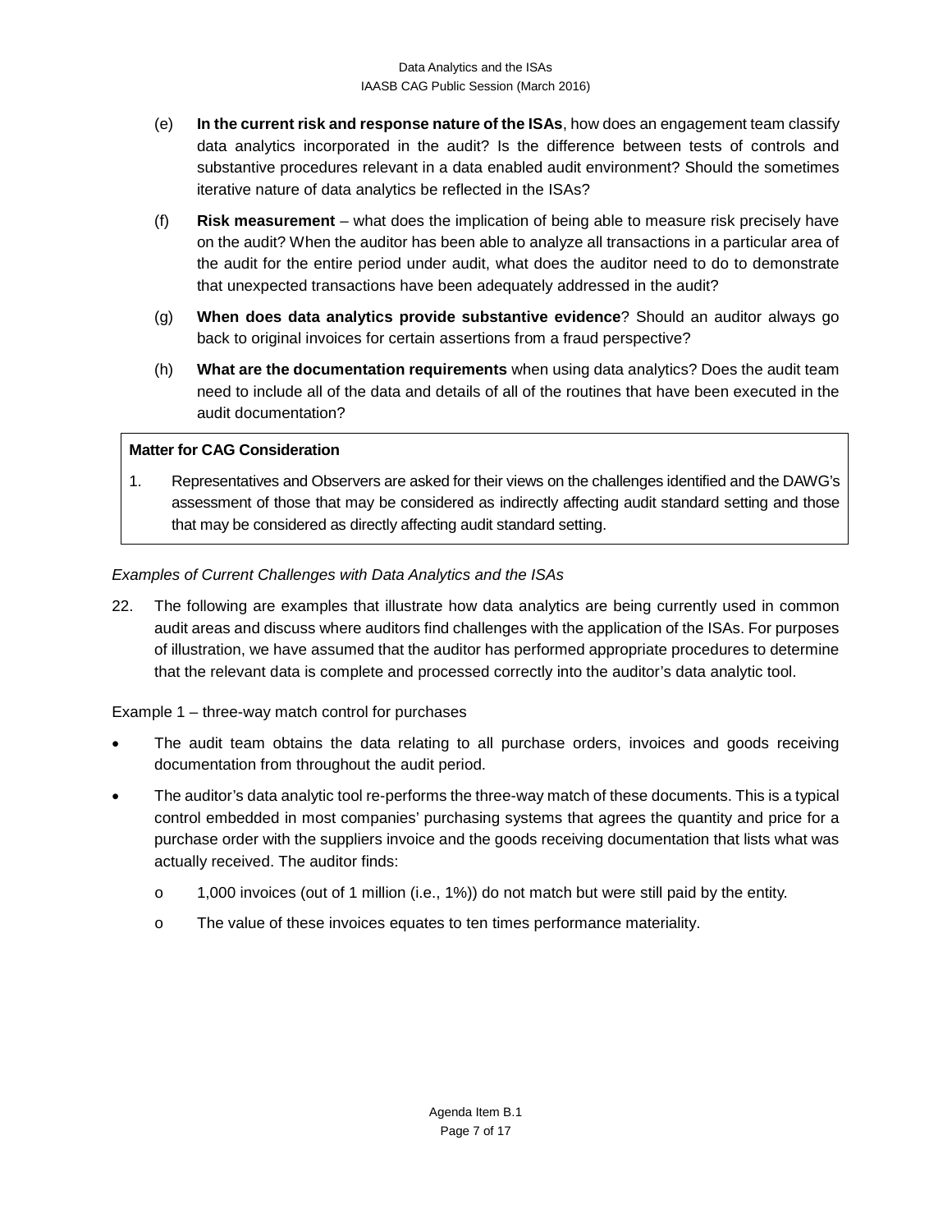(e) **In the current risk and response nature of the ISAs**, how does an engagement team classify data analytics incorporated in the audit? Is the difference between tests of controls and substantive procedures relevant in a data enabled audit environment? Should the sometimes iterative nature of data analytics be reflected in the ISAs?

(f) **Risk measurement** – what does the implication of being able to measure risk precisely have on the audit? When the auditor has been able to analyze all transactions in a particular area of the audit for the entire period under audit, what does the auditor need to do to demonstrate that unexpected transactions have been adequately addressed in the audit?

(g) **When does data analytics provide substantive evidence**? Should an auditor always go back to original invoices for certain assertions from a fraud perspective?

(h) **What are the documentation requirements** when using data analytics? Does the audit team need to include all of the data and details of all of the routines that have been executed in the audit documentation?

**Matter for CAG Consideration**

1. Representatives and Observers are asked for their views on the challenges identified and the DAWG's assessment of those that may be considered as indirectly affecting audit standard setting and those that may be considered as directly affecting audit standard setting.

*Examples of Current Challenges with Data Analytics and the ISAs*

22. The following are examples that illustrate how data analytics are being currently used in common audit areas and discuss where auditors find challenges with the application of the ISAs. For purposes of illustration, we have assumed that the auditor has performed appropriate procedures to determine that the relevant data is complete and processed correctly into the auditor's data analytic tool.

Example 1 – three-way match control for purchases

- The audit team obtains the data relating to all purchase orders, invoices and goods receiving documentation from throughout the audit period.
- The auditor's data analytic tool re-performs the three-way match of these documents. This is a typical control embedded in most companies' purchasing systems that agrees the quantity and price for a purchase order with the suppliers invoice and the goods receiving documentation that lists what was actually received. The auditor finds:
    - 1,000 invoices (out of 1 million (i.e., 1%)) do not match but were still paid by the entity.
    - The value of these invoices equates to ten times performance materiality.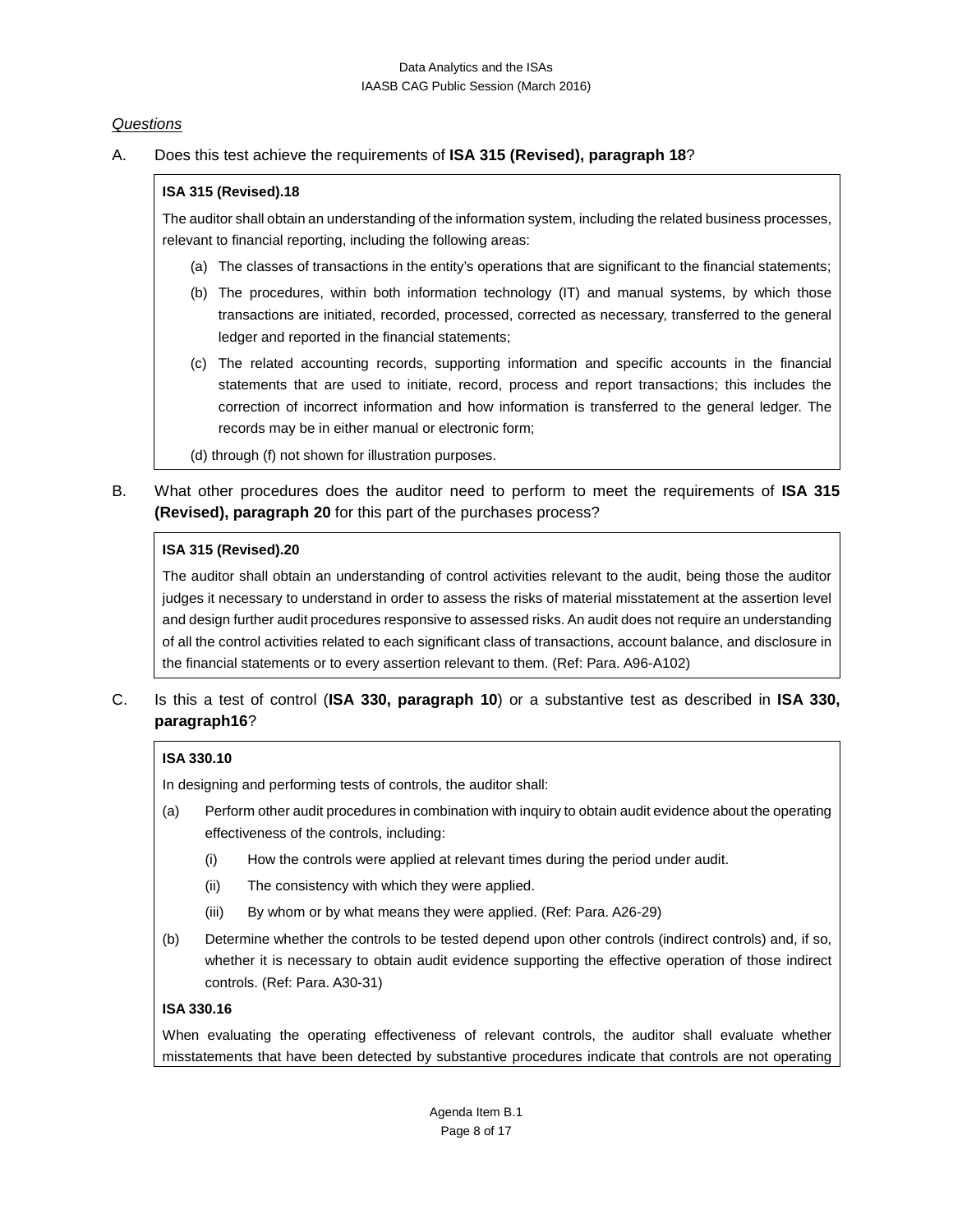*Questions*

A. Does this test achieve the requirements of **ISA 315 (Revised), paragraph 18**?

> **ISA 315 (Revised).18**
>
> The auditor shall obtain an understanding of the information system, including the related business processes, relevant to financial reporting, including the following areas:
>
> (a) The classes of transactions in the entity's operations that are significant to the financial statements;
>
> (b) The procedures, within both information technology (IT) and manual systems, by which those transactions are initiated, recorded, processed, corrected as necessary, transferred to the general ledger and reported in the financial statements;
>
> (c) The related accounting records, supporting information and specific accounts in the financial statements that are used to initiate, record, process and report transactions; this includes the correction of incorrect information and how information is transferred to the general ledger. The records may be in either manual or electronic form;
>
> (d) through (f) not shown for illustration purposes.

B. What other procedures does the auditor need to perform to meet the requirements of **ISA 315 (Revised), paragraph 20** for this part of the purchases process?

> **ISA 315 (Revised).20**
>
> The auditor shall obtain an understanding of control activities relevant to the audit, being those the auditor judges it necessary to understand in order to assess the risks of material misstatement at the assertion level and design further audit procedures responsive to assessed risks. An audit does not require an understanding of all the control activities related to each significant class of transactions, account balance, and disclosure in the financial statements or to every assertion relevant to them. (Ref: Para. A96-A102)

C. Is this a test of control (**ISA 330, paragraph 10**) or a substantive test as described in **ISA 330, paragraph16**?

> **ISA 330.10**
>
> In designing and performing tests of controls, the auditor shall:
>
> (a) Perform other audit procedures in combination with inquiry to obtain audit evidence about the operating effectiveness of the controls, including:
>
> (i) How the controls were applied at relevant times during the period under audit.
>
> (ii) The consistency with which they were applied.
>
> (iii) By whom or by what means they were applied. (Ref: Para. A26-29)
>
> (b) Determine whether the controls to be tested depend upon other controls (indirect controls) and, if so, whether it is necessary to obtain audit evidence supporting the effective operation of those indirect controls. (Ref: Para. A30-31)
>
> **ISA 330.16**
>
> When evaluating the operating effectiveness of relevant controls, the auditor shall evaluate whether misstatements that have been detected by substantive procedures indicate that controls are not operating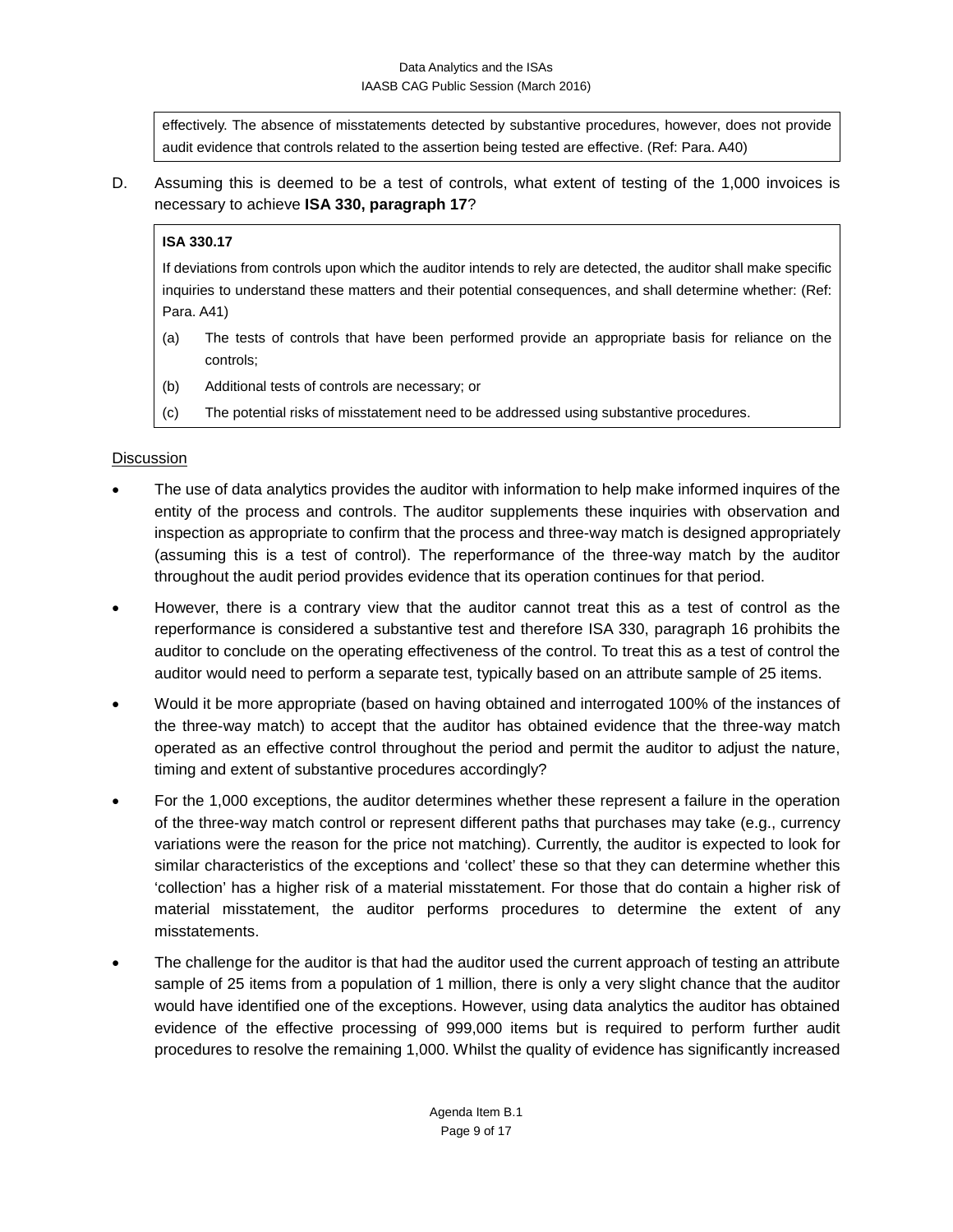effectively. The absence of misstatements detected by substantive procedures, however, does not provide audit evidence that controls related to the assertion being tested are effective. (Ref: Para. A40)

D. Assuming this is deemed to be a test of controls, what extent of testing of the 1,000 invoices is necessary to achieve **ISA 330, paragraph 17**?

> **ISA 330.17**
>
> If deviations from controls upon which the auditor intends to rely are detected, the auditor shall make specific inquiries to understand these matters and their potential consequences, and shall determine whether: (Ref: Para. A41)
>
> (a) The tests of controls that have been performed provide an appropriate basis for reliance on the controls;
>
> (b) Additional tests of controls are necessary; or
>
> (c) The potential risks of misstatement need to be addressed using substantive procedures.

<u>Discussion</u>

- The use of data analytics provides the auditor with information to help make informed inquires of the entity of the process and controls. The auditor supplements these inquiries with observation and inspection as appropriate to confirm that the process and three-way match is designed appropriately (assuming this is a test of control). The reperformance of the three-way match by the auditor throughout the audit period provides evidence that its operation continues for that period.
- However, there is a contrary view that the auditor cannot treat this as a test of control as the reperformance is considered a substantive test and therefore ISA 330, paragraph 16 prohibits the auditor to conclude on the operating effectiveness of the control. To treat this as a test of control the auditor would need to perform a separate test, typically based on an attribute sample of 25 items.
- Would it be more appropriate (based on having obtained and interrogated 100% of the instances of the three-way match) to accept that the auditor has obtained evidence that the three-way match operated as an effective control throughout the period and permit the auditor to adjust the nature, timing and extent of substantive procedures accordingly?
- For the 1,000 exceptions, the auditor determines whether these represent a failure in the operation of the three-way match control or represent different paths that purchases may take (e.g., currency variations were the reason for the price not matching). Currently, the auditor is expected to look for similar characteristics of the exceptions and 'collect' these so that they can determine whether this 'collection' has a higher risk of a material misstatement. For those that do contain a higher risk of material misstatement, the auditor performs procedures to determine the extent of any misstatements.
- The challenge for the auditor is that had the auditor used the current approach of testing an attribute sample of 25 items from a population of 1 million, there is only a very slight chance that the auditor would have identified one of the exceptions. However, using data analytics the auditor has obtained evidence of the effective processing of 999,000 items but is required to perform further audit procedures to resolve the remaining 1,000. Whilst the quality of evidence has significantly increased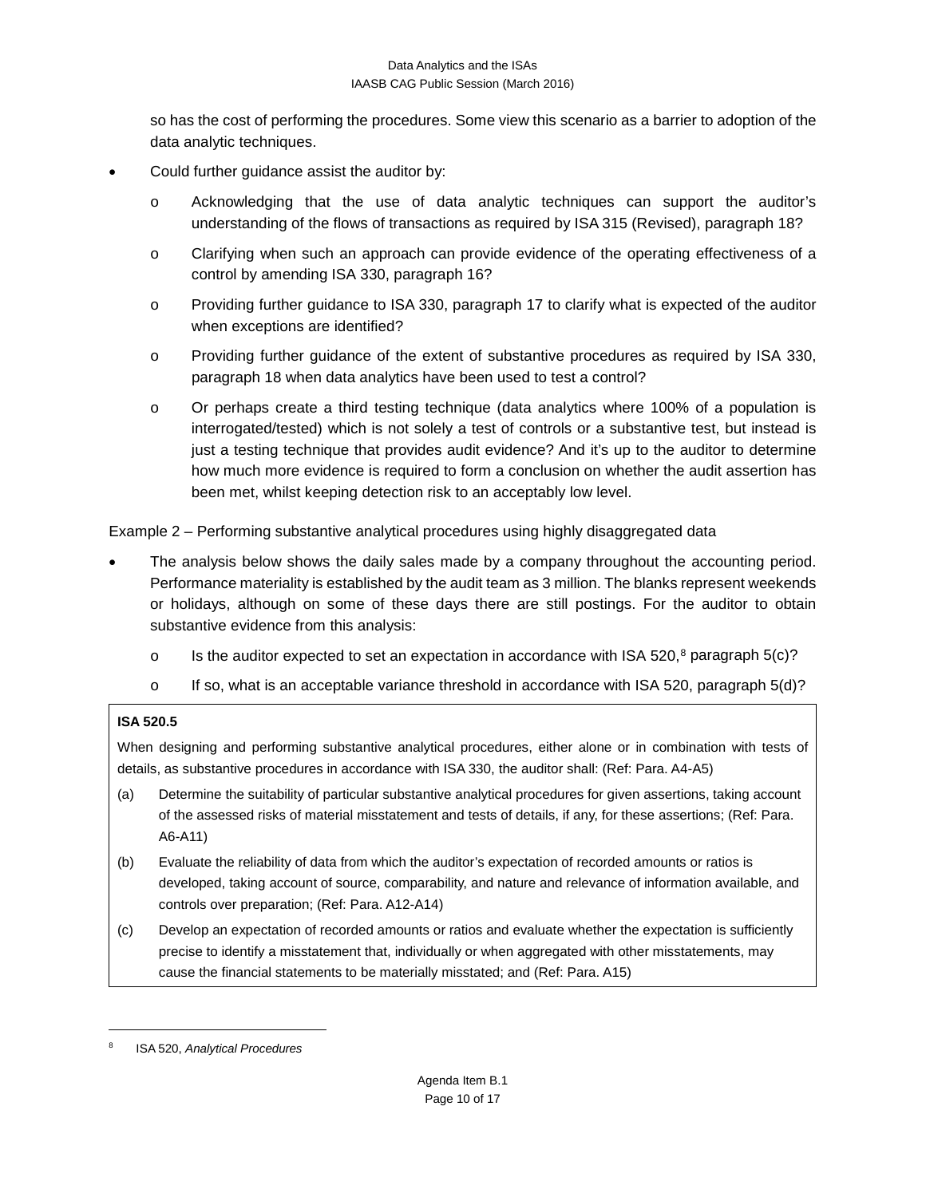so has the cost of performing the procedures. Some view this scenario as a barrier to adoption of the data analytic techniques.

- Could further guidance assist the auditor by:
  - Acknowledging that the use of data analytic techniques can support the auditor's understanding of the flows of transactions as required by ISA 315 (Revised), paragraph 18?
  - Clarifying when such an approach can provide evidence of the operating effectiveness of a control by amending ISA 330, paragraph 16?
  - Providing further guidance to ISA 330, paragraph 17 to clarify what is expected of the auditor when exceptions are identified?
  - Providing further guidance of the extent of substantive procedures as required by ISA 330, paragraph 18 when data analytics have been used to test a control?
  - Or perhaps create a third testing technique (data analytics where 100% of a population is interrogated/tested) which is not solely a test of controls or a substantive test, but instead is just a testing technique that provides audit evidence? And it's up to the auditor to determine how much more evidence is required to form a conclusion on whether the audit assertion has been met, whilst keeping detection risk to an acceptably low level.

Example 2 – Performing substantive analytical procedures using highly disaggregated data

- The analysis below shows the daily sales made by a company throughout the accounting period. Performance materiality is established by the audit team as 3 million. The blanks represent weekends or holidays, although on some of these days there are still postings. For the auditor to obtain substantive evidence from this analysis:
  - Is the auditor expected to set an expectation in accordance with ISA 520,[8] paragraph 5(c)?
  - If so, what is an acceptable variance threshold in accordance with ISA 520, paragraph 5(d)?

> **ISA 520.5**
>
> When designing and performing substantive analytical procedures, either alone or in combination with tests of details, as substantive procedures in accordance with ISA 330, the auditor shall: (Ref: Para. A4-A5)
>
> (a) Determine the suitability of particular substantive analytical procedures for given assertions, taking account of the assessed risks of material misstatement and tests of details, if any, for these assertions; (Ref: Para. A6-A11)
>
> (b) Evaluate the reliability of data from which the auditor's expectation of recorded amounts or ratios is developed, taking account of source, comparability, and nature and relevance of information available, and controls over preparation; (Ref: Para. A12-A14)
>
> (c) Develop an expectation of recorded amounts or ratios and evaluate whether the expectation is sufficiently precise to identify a misstatement that, individually or when aggregated with other misstatements, may cause the financial statements to be materially misstated; and (Ref: Para. A15)

---

[8] ISA 520, *Analytical Procedures*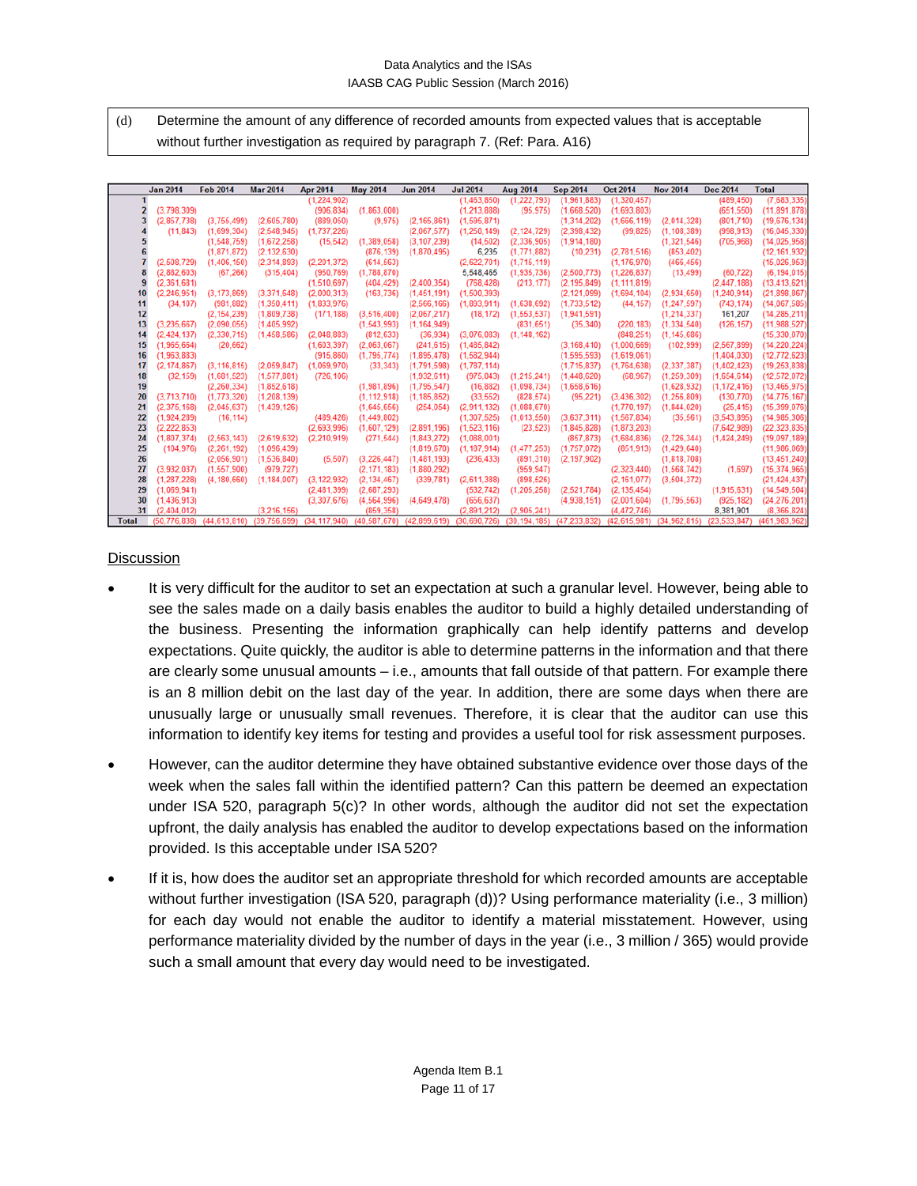| (d) | Determine the amount of any difference of recorded amounts from expected values that is acceptable without further investigation as required by paragraph 7. (Ref: Para. A16) |
|---|---|

| | Jan 2014 | Feb 2014 | Mar 2014 | Apr 2014 | May 2014 | Jun 2014 | Jul 2014 | Aug 2014 | Sep 2014 | Oct 2014 | Nov 2014 | Dec 2014 | Total |
|---|---|---|---|---|---|---|---|---|---|---|---|---|---|
| 1 | | | | (1,224,902) | | | (1,463,850) | (1,222,793) | (1,961,883) | (1,320,457) | | (489,450) | (7,683,335) |
| 2 | (3,798,309) | | | (906,834) | (1,863,000) | | (1,213,888) | (95,975) | (1,668,520) | (1,693,803) | | (651,550) | (11,891,878) |
| 3 | (2,857,738) | (3,755,499) | (2,605,780) | (889,060) | (9,975) | (2,165,861) | (1,595,871) | | (1,314,202) | (1,666,119) | (2,014,328) | (801,710) | (19,676,134) |
| 4 | (11,843) | (1,699,304) | (2,548,945) | (1,737,226) | | (2,067,577) | (1,250,149) | (2,124,729) | (2,398,432) | (99,825) | (1,108,389) | (998,913) | (16,045,330) |
| 5 | | (1,548,759) | (1,672,258) | (15,542) | (1,389,058) | (3,107,239) | (14,502) | (2,336,905) | (1,914,180) | | (1,321,546) | (705,968) | (14,025,958) |
| 6 | | (1,871,872) | (2,132,630) | | (876,139) | (1,870,495) | 6,235 | (1,771,882) | (10,231) | (2,781,516) | (853,402) | | (12,161,932) |
| 7 | (2,508,729) | (1,406,150) | (2,314,893) | (2,201,372) | (614,563) | | (2,622,701) | (1,715,119) | | (1,176,970) | (466,456) | | (15,026,953) |
| 8 | (2,882,603) | (67,266) | (315,404) | (950,769) | (1,788,870) | | 5,548,465 | (1,935,736) | (2,500,773) | (1,226,837) | (13,499) | (60,722) | (6,194,015) |
| 9 | (2,361,681) | | | (1,510,697) | (404,429) | (2,400,354) | (758,428) | (213,177) | (2,195,849) | (1,111,819) | | (2,447,188) | (13,413,621) |
| 10 | (2,246,951) | (3,173,869) | (3,371,648) | (2,000,313) | (163,736) | (1,451,191) | (1,500,393) | | (2,121,099) | (1,694,104) | (2,934,650) | (1,240,914) | (21,898,867) |
| 11 | (34,107) | (981,882) | (1,350,411) | (1,833,976) | | (2,566,166) | (1,893,911) | (1,638,692) | (1,733,512) | (44,157) | (1,247,597) | (743,174) | (14,067,585) |
| 12 | | (2,154,239) | (1,809,738) | (171,188) | (3,516,400) | (2,067,217) | (18,172) | (1,553,537) | (1,941,591) | | (1,214,337) | 161,207 | (14,285,211) |
| 13 | (3,235,667) | (2,090,055) | (1,405,992) | | (1,543,993) | (1,164,949) | | (831,651) | (35,340) | (220,183) | (1,334,540) | (126,157) | (11,988,527) |
| 14 | (2,424,137) | (2,330,715) | (1,468,586) | (2,048,883) | (812,633) | (36,934) | (3,076,083) | (1,148,162) | | (848,251) | (1,145,686) | | (15,330,070) |
| 15 | (1,965,664) | (20,662) | | (1,603,397) | (2,063,067) | (241,615) | (1,435,842) | | (3,168,410) | (1,000,669) | (102,999) | (2,567,899) | (14,220,224) |
| 16 | (1,963,883) | | | (915,860) | (1,795,774) | (1,895,478) | (1,582,944) | | (1,595,553) | (1,619,061) | | (1,404,030) | (12,772,623) |
| 17 | (2,174,867) | (3,116,815) | (2,059,847) | (1,069,970) | (33,343) | (1,791,598) | (1,787,114) | | (1,716,837) | (1,764,638) | (2,337,387) | (1,402,423) | (19,253,838) |
| 18 | (32,159) | (1,681,523) | (1,577,881) | (726,106) | | (1,932,511) | (975,043) | (1,215,241) | (1,448,620) | (68,967) | (1,259,309) | (1,654,614) | (12,572,072) |
| 19 | | (2,260,334) | (1,852,518) | | (1,981,896) | (1,795,547) | (16,882) | (1,098,734) | (1,658,616) | | (1,628,932) | (1,172,416) | (13,465,875) |
| 20 | (3,713,710) | (1,773,320) | (1,208,139) | | (1,112,918) | (1,185,852) | (33,552) | (828,574) | (95,221) | (3,436,302) | (1,256,809) | (130,770) | (14,775,167) |
| 21 | (2,375,168) | (2,045,637) | (1,439,126) | | (1,645,656) | (254,054) | (2,911,132) | (1,088,670) | | (1,770,197) | (1,844,020) | (25,415) | (15,399,076) |
| 22 | (1,924,289) | (16,114) | | (489,426) | (1,449,802) | | (1,307,525) | (1,013,550) | (3,637,311) | (1,567,834) | (35,561) | (3,543,895) | (14,985,306) |
| 23 | (2,222,853) | | | (2,693,996) | (1,607,129) | (2,891,196) | (1,523,116) | (23,523) | (1,845,828) | (1,873,203) | | (7,642,989) | (22,323,835) |
| 24 | (1,807,374) | (2,563,143) | (2,619,632) | (2,210,919) | (271,544) | (1,843,272) | (1,088,001) | | (857,873) | (1,684,836) | (2,726,344) | (1,424,249) | (19,097,189) |
| 25 | (104,976) | (2,261,192) | (1,096,439) | | | (1,819,670) | (1,187,914) | (1,477,253) | (1,757,072) | (851,913) | (1,429,640) | | (11,986,069) |
| 26 | | (2,056,901) | (1,536,840) | (5,507) | (3,226,447) | (1,481,193) | (236,433) | (891,310) | (2,197,902) | | (1,818,708) | | (13,451,240) |
| 27 | (3,932,037) | (1,557,900) | (979,727) | | (2,171,183) | (1,880,292) | | (959,947) | | (2,323,440) | (1,568,742) | (1,697) | (15,374,965) |
| 28 | (1,287,228) | (4,180,660) | (1,184,007) | (3,122,932) | (2,134,467) | (339,781) | (2,611,388) | (898,526) | | (2,161,077) | (3,504,372) | | (21,424,437) |
| 29 | (1,069,941) | | | (2,481,399) | (2,687,293) | | (532,742) | (1,205,258) | (2,521,784) | (2,135,454) | | (1,915,631) | (14,549,504) |
| 30 | (1,436,913) | | | (3,307,676) | (4,564,996) | (4,649,478) | (656,637) | | (4,938,151) | (2,001,604) | (1,795,563) | (925,182) | (24,276,201) |
| 31 | (2,404,012) | | (3,216,156) | | (859,358) | | (2,891,212) | (2,905,241) | | (4,472,746) | | 8,381,901 | (8,366,824) |
| Total | (50,776,838) | (44,613,810) | (39,756,699) | (34,117,940) | (40,587,670) | (42,899,619) | (30,690,726) | (30,194,185) | (47,233,832) | (42,615,981) | (34,962,815) | (23,533,847) | (461,983,962) |

Discussion

- It is very difficult for the auditor to set an expectation at such a granular level. However, being able to see the sales made on a daily basis enables the auditor to build a highly detailed understanding of the business. Presenting the information graphically can help identify patterns and develop expectations. Quite quickly, the auditor is able to determine patterns in the information and that there are clearly some unusual amounts – i.e., amounts that fall outside of that pattern. For example there is an 8 million debit on the last day of the year. In addition, there are some days when there are unusually large or unusually small revenues. Therefore, it is clear that the auditor can use this information to identify key items for testing and provides a useful tool for risk assessment purposes.

- However, can the auditor determine they have obtained substantive evidence over those days of the week when the sales fall within the identified pattern? Can this pattern be deemed an expectation under ISA 520, paragraph 5(c)? In other words, although the auditor did not set the expectation upfront, the daily analysis has enabled the auditor to develop expectations based on the information provided. Is this acceptable under ISA 520?

- If it is, how does the auditor set an appropriate threshold for which recorded amounts are acceptable without further investigation (ISA 520, paragraph (d))? Using performance materiality (i.e., 3 million) for each day would not enable the auditor to identify a material misstatement. However, using performance materiality divided by the number of days in the year (i.e., 3 million / 365) would provide such a small amount that every day would need to be investigated.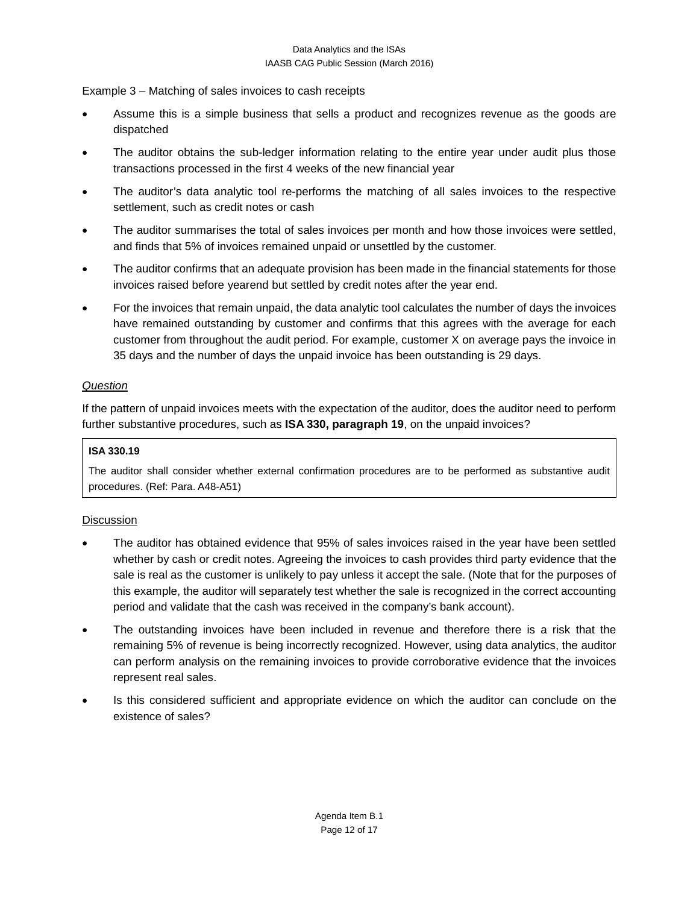Example 3 – Matching of sales invoices to cash receipts

- Assume this is a simple business that sells a product and recognizes revenue as the goods are dispatched
- The auditor obtains the sub-ledger information relating to the entire year under audit plus those transactions processed in the first 4 weeks of the new financial year
- The auditor's data analytic tool re-performs the matching of all sales invoices to the respective settlement, such as credit notes or cash
- The auditor summarises the total of sales invoices per month and how those invoices were settled, and finds that 5% of invoices remained unpaid or unsettled by the customer.
- The auditor confirms that an adequate provision has been made in the financial statements for those invoices raised before yearend but settled by credit notes after the year end.
- For the invoices that remain unpaid, the data analytic tool calculates the number of days the invoices have remained outstanding by customer and confirms that this agrees with the average for each customer from throughout the audit period. For example, customer X on average pays the invoice in 35 days and the number of days the unpaid invoice has been outstanding is 29 days.

*Question*

If the pattern of unpaid invoices meets with the expectation of the auditor, does the auditor need to perform further substantive procedures, such as **ISA 330, paragraph 19**, on the unpaid invoices?

> **ISA 330.19**
>
> The auditor shall consider whether external confirmation procedures are to be performed as substantive audit procedures. (Ref: Para. A48-A51)

Discussion

- The auditor has obtained evidence that 95% of sales invoices raised in the year have been settled whether by cash or credit notes. Agreeing the invoices to cash provides third party evidence that the sale is real as the customer is unlikely to pay unless it accept the sale. (Note that for the purposes of this example, the auditor will separately test whether the sale is recognized in the correct accounting period and validate that the cash was received in the company's bank account).
- The outstanding invoices have been included in revenue and therefore there is a risk that the remaining 5% of revenue is being incorrectly recognized. However, using data analytics, the auditor can perform analysis on the remaining invoices to provide corroborative evidence that the invoices represent real sales.
- Is this considered sufficient and appropriate evidence on which the auditor can conclude on the existence of sales?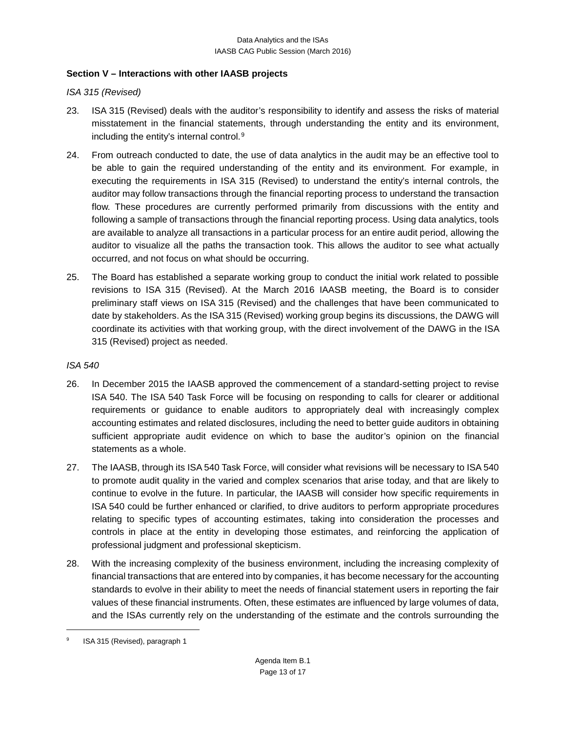## Section V – Interactions with other IAASB projects

*ISA 315 (Revised)*

23. ISA 315 (Revised) deals with the auditor's responsibility to identify and assess the risks of material misstatement in the financial statements, through understanding the entity and its environment, including the entity's internal control.[9]

24. From outreach conducted to date, the use of data analytics in the audit may be an effective tool to be able to gain the required understanding of the entity and its environment. For example, in executing the requirements in ISA 315 (Revised) to understand the entity's internal controls, the auditor may follow transactions through the financial reporting process to understand the transaction flow. These procedures are currently performed primarily from discussions with the entity and following a sample of transactions through the financial reporting process. Using data analytics, tools are available to analyze all transactions in a particular process for an entire audit period, allowing the auditor to visualize all the paths the transaction took. This allows the auditor to see what actually occurred, and not focus on what should be occurring.

25. The Board has established a separate working group to conduct the initial work related to possible revisions to ISA 315 (Revised). At the March 2016 IAASB meeting, the Board is to consider preliminary staff views on ISA 315 (Revised) and the challenges that have been communicated to date by stakeholders. As the ISA 315 (Revised) working group begins its discussions, the DAWG will coordinate its activities with that working group, with the direct involvement of the DAWG in the ISA 315 (Revised) project as needed.

*ISA 540*

26. In December 2015 the IAASB approved the commencement of a standard-setting project to revise ISA 540. The ISA 540 Task Force will be focusing on responding to calls for clearer or additional requirements or guidance to enable auditors to appropriately deal with increasingly complex accounting estimates and related disclosures, including the need to better guide auditors in obtaining sufficient appropriate audit evidence on which to base the auditor's opinion on the financial statements as a whole.

27. The IAASB, through its ISA 540 Task Force, will consider what revisions will be necessary to ISA 540 to promote audit quality in the varied and complex scenarios that arise today, and that are likely to continue to evolve in the future. In particular, the IAASB will consider how specific requirements in ISA 540 could be further enhanced or clarified, to drive auditors to perform appropriate procedures relating to specific types of accounting estimates, taking into consideration the processes and controls in place at the entity in developing those estimates, and reinforcing the application of professional judgment and professional skepticism.

28. With the increasing complexity of the business environment, including the increasing complexity of financial transactions that are entered into by companies, it has become necessary for the accounting standards to evolve in their ability to meet the needs of financial statement users in reporting the fair values of these financial instruments. Often, these estimates are influenced by large volumes of data, and the ISAs currently rely on the understanding of the estimate and the controls surrounding the

---

[9] ISA 315 (Revised), paragraph 1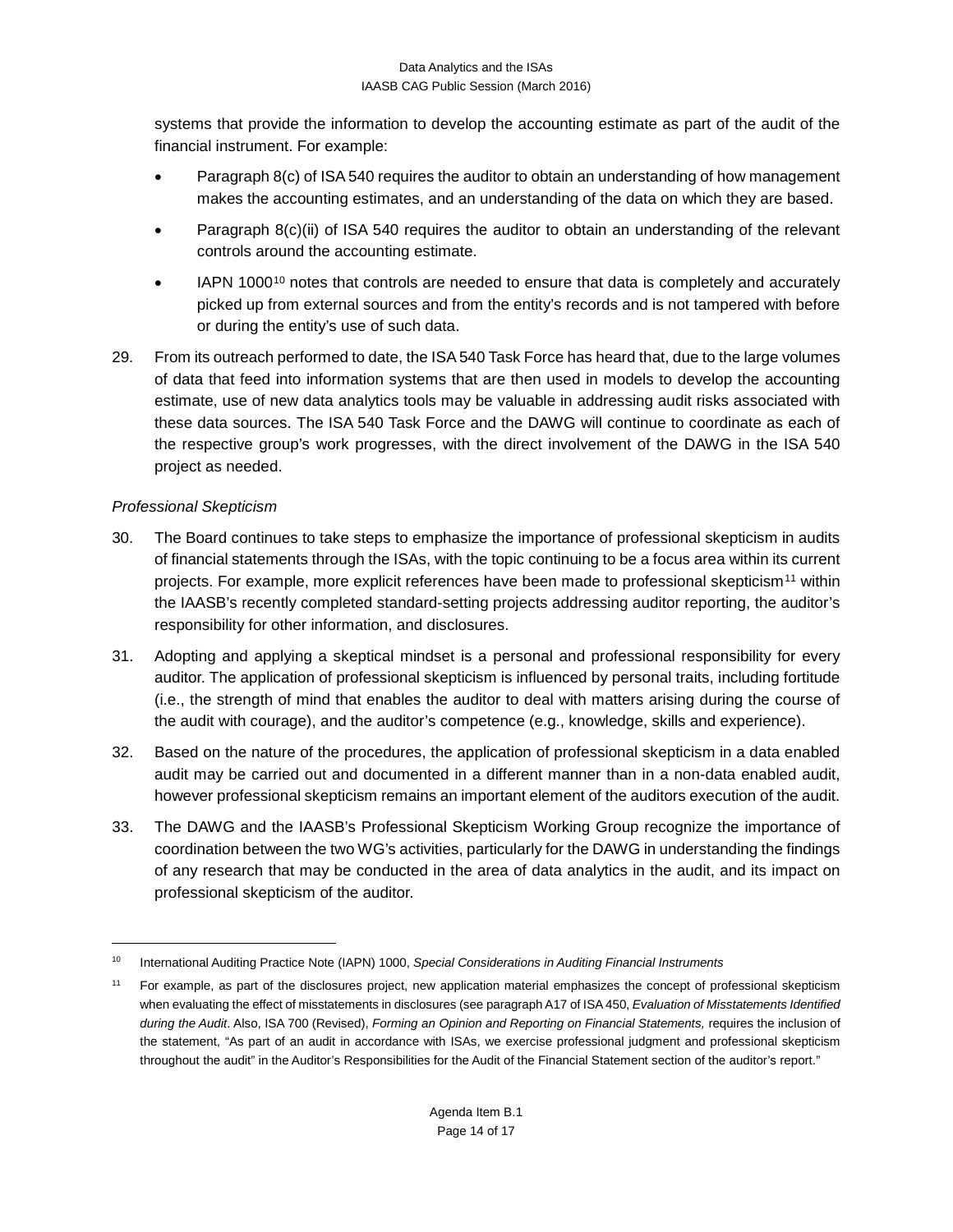systems that provide the information to develop the accounting estimate as part of the audit of the financial instrument. For example:

- Paragraph 8(c) of ISA 540 requires the auditor to obtain an understanding of how management makes the accounting estimates, and an understanding of the data on which they are based.
- Paragraph 8(c)(ii) of ISA 540 requires the auditor to obtain an understanding of the relevant controls around the accounting estimate.
- IAPN 1000[10] notes that controls are needed to ensure that data is completely and accurately picked up from external sources and from the entity's records and is not tampered with before or during the entity's use of such data.

29. From its outreach performed to date, the ISA 540 Task Force has heard that, due to the large volumes of data that feed into information systems that are then used in models to develop the accounting estimate, use of new data analytics tools may be valuable in addressing audit risks associated with these data sources. The ISA 540 Task Force and the DAWG will continue to coordinate as each of the respective group's work progresses, with the direct involvement of the DAWG in the ISA 540 project as needed.

*Professional Skepticism*

30. The Board continues to take steps to emphasize the importance of professional skepticism in audits of financial statements through the ISAs, with the topic continuing to be a focus area within its current projects. For example, more explicit references have been made to professional skepticism[11] within the IAASB's recently completed standard-setting projects addressing auditor reporting, the auditor's responsibility for other information, and disclosures.

31. Adopting and applying a skeptical mindset is a personal and professional responsibility for every auditor. The application of professional skepticism is influenced by personal traits, including fortitude (i.e., the strength of mind that enables the auditor to deal with matters arising during the course of the audit with courage), and the auditor's competence (e.g., knowledge, skills and experience).

32. Based on the nature of the procedures, the application of professional skepticism in a data enabled audit may be carried out and documented in a different manner than in a non-data enabled audit, however professional skepticism remains an important element of the auditors execution of the audit.

33. The DAWG and the IAASB's Professional Skepticism Working Group recognize the importance of coordination between the two WG's activities, particularly for the DAWG in understanding the findings of any research that may be conducted in the area of data analytics in the audit, and its impact on professional skepticism of the auditor.

---

[10] International Auditing Practice Note (IAPN) 1000, *Special Considerations in Auditing Financial Instruments*

[11] For example, as part of the disclosures project, new application material emphasizes the concept of professional skepticism when evaluating the effect of misstatements in disclosures (see paragraph A17 of ISA 450, *Evaluation of Misstatements Identified during the Audit*. Also, ISA 700 (Revised), *Forming an Opinion and Reporting on Financial Statements,* requires the inclusion of the statement, "As part of an audit in accordance with ISAs, we exercise professional judgment and professional skepticism throughout the audit" in the Auditor's Responsibilities for the Audit of the Financial Statement section of the auditor's report."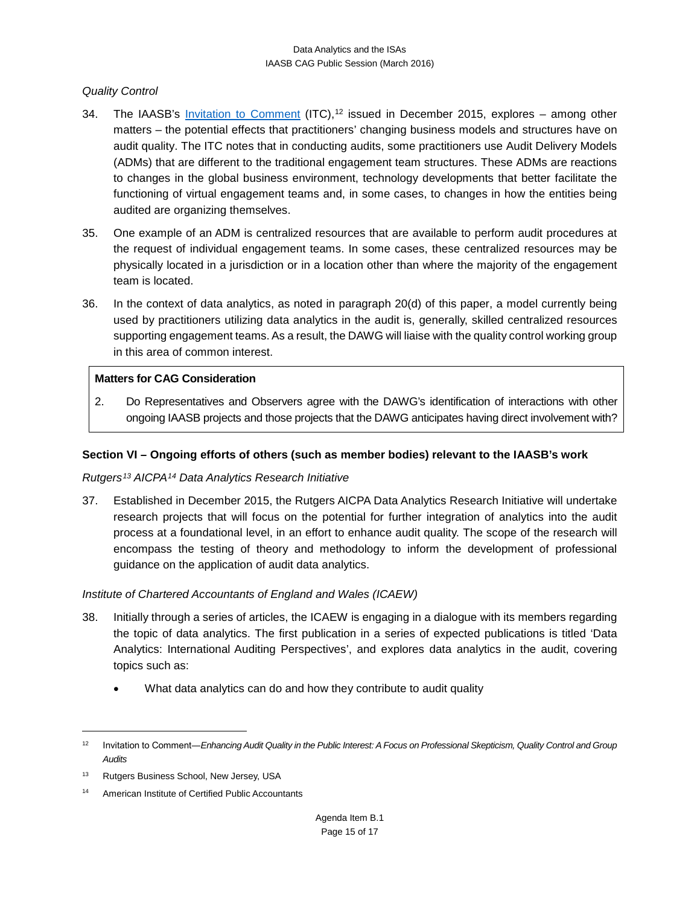*Quality Control*

34. The IAASB's [Invitation to Comment](#) (ITC),[12] issued in December 2015, explores – among other matters – the potential effects that practitioners' changing business models and structures have on audit quality. The ITC notes that in conducting audits, some practitioners use Audit Delivery Models (ADMs) that are different to the traditional engagement team structures. These ADMs are reactions to changes in the global business environment, technology developments that better facilitate the functioning of virtual engagement teams and, in some cases, to changes in how the entities being audited are organizing themselves.

35. One example of an ADM is centralized resources that are available to perform audit procedures at the request of individual engagement teams. In some cases, these centralized resources may be physically located in a jurisdiction or in a location other than where the majority of the engagement team is located.

36. In the context of data analytics, as noted in paragraph 20(d) of this paper, a model currently being used by practitioners utilizing data analytics in the audit is, generally, skilled centralized resources supporting engagement teams. As a result, the DAWG will liaise with the quality control working group in this area of common interest.

> **Matters for CAG Consideration**
>
> 2. Do Representatives and Observers agree with the DAWG's identification of interactions with other ongoing IAASB projects and those projects that the DAWG anticipates having direct involvement with?

**Section VI – Ongoing efforts of others (such as member bodies) relevant to the IAASB's work**

*Rutgers[13] AICPA[14] Data Analytics Research Initiative*

37. Established in December 2015, the Rutgers AICPA Data Analytics Research Initiative will undertake research projects that will focus on the potential for further integration of analytics into the audit process at a foundational level, in an effort to enhance audit quality. The scope of the research will encompass the testing of theory and methodology to inform the development of professional guidance on the application of audit data analytics.

*Institute of Chartered Accountants of England and Wales (ICAEW)*

38. Initially through a series of articles, the ICAEW is engaging in a dialogue with its members regarding the topic of data analytics. The first publication in a series of expected publications is titled 'Data Analytics: International Auditing Perspectives', and explores data analytics in the audit, covering topics such as:

    - What data analytics can do and how they contribute to audit quality

---

[12] Invitation to Comment—*Enhancing Audit Quality in the Public Interest: A Focus on Professional Skepticism, Quality Control and Group Audits*

[13] Rutgers Business School, New Jersey, USA

[14] American Institute of Certified Public Accountants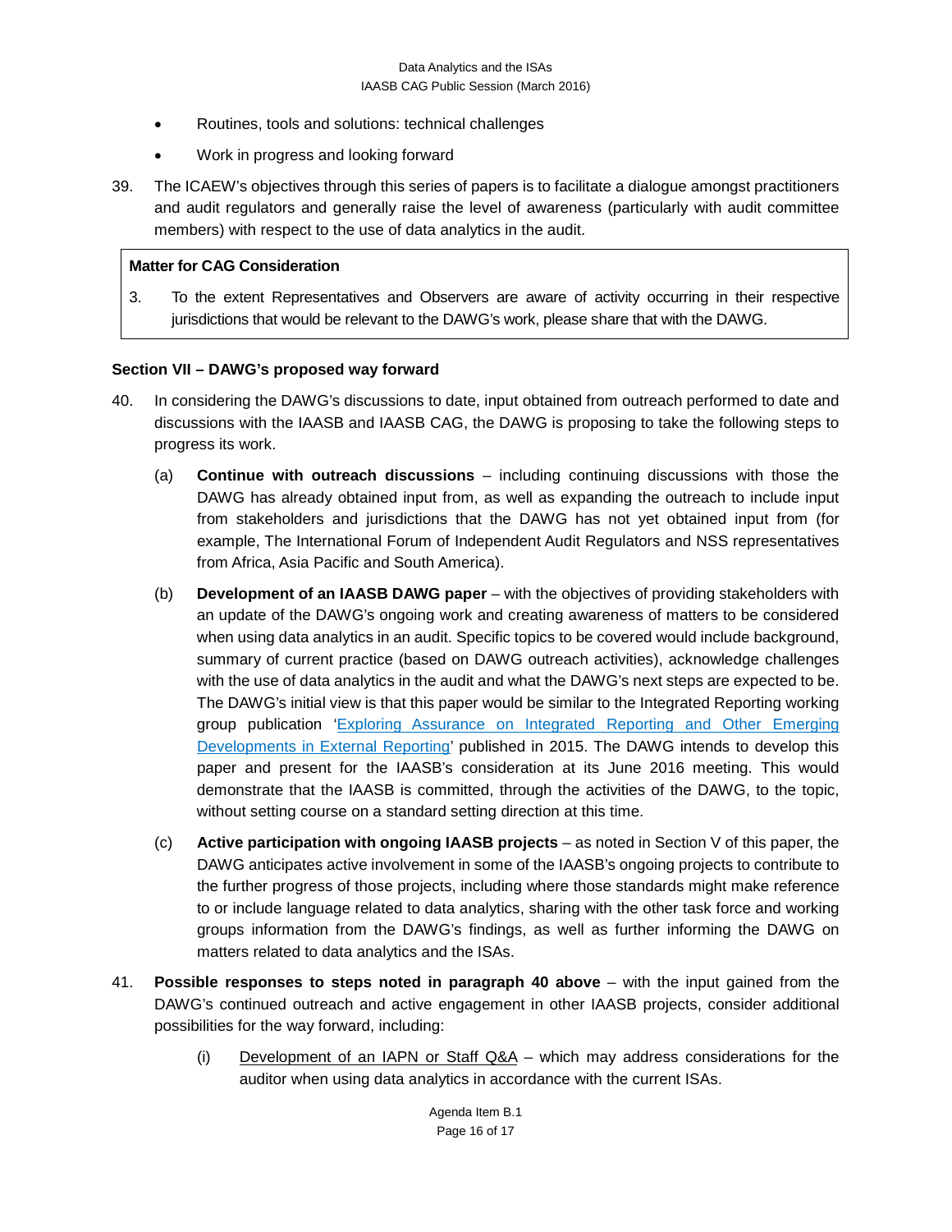- Routines, tools and solutions: technical challenges
- Work in progress and looking forward

39. The ICAEW's objectives through this series of papers is to facilitate a dialogue amongst practitioners and audit regulators and generally raise the level of awareness (particularly with audit committee members) with respect to the use of data analytics in the audit.

> **Matter for CAG Consideration**
>
> 3. To the extent Representatives and Observers are aware of activity occurring in their respective jurisdictions that would be relevant to the DAWG's work, please share that with the DAWG.

**Section VII – DAWG's proposed way forward**

40. In considering the DAWG's discussions to date, input obtained from outreach performed to date and discussions with the IAASB and IAASB CAG, the DAWG is proposing to take the following steps to progress its work.

    (a) **Continue with outreach discussions** – including continuing discussions with those the DAWG has already obtained input from, as well as expanding the outreach to include input from stakeholders and jurisdictions that the DAWG has not yet obtained input from (for example, The International Forum of Independent Audit Regulators and NSS representatives from Africa, Asia Pacific and South America).

    (b) **Development of an IAASB DAWG paper** – with the objectives of providing stakeholders with an update of the DAWG's ongoing work and creating awareness of matters to be considered when using data analytics in an audit. Specific topics to be covered would include background, summary of current practice (based on DAWG outreach activities), acknowledge challenges with the use of data analytics in the audit and what the DAWG's next steps are expected to be. The DAWG's initial view is that this paper would be similar to the Integrated Reporting working group publication 'Exploring Assurance on Integrated Reporting and Other Emerging Developments in External Reporting' published in 2015. The DAWG intends to develop this paper and present for the IAASB's consideration at its June 2016 meeting. This would demonstrate that the IAASB is committed, through the activities of the DAWG, to the topic, without setting course on a standard setting direction at this time.

    (c) **Active participation with ongoing IAASB projects** – as noted in Section V of this paper, the DAWG anticipates active involvement in some of the IAASB's ongoing projects to contribute to the further progress of those projects, including where those standards might make reference to or include language related to data analytics, sharing with the other task force and working groups information from the DAWG's findings, as well as further informing the DAWG on matters related to data analytics and the ISAs.

41. **Possible responses to steps noted in paragraph 40 above** – with the input gained from the DAWG's continued outreach and active engagement in other IAASB projects, consider additional possibilities for the way forward, including:

    (i) Development of an IAPN or Staff Q&A – which may address considerations for the auditor when using data analytics in accordance with the current ISAs.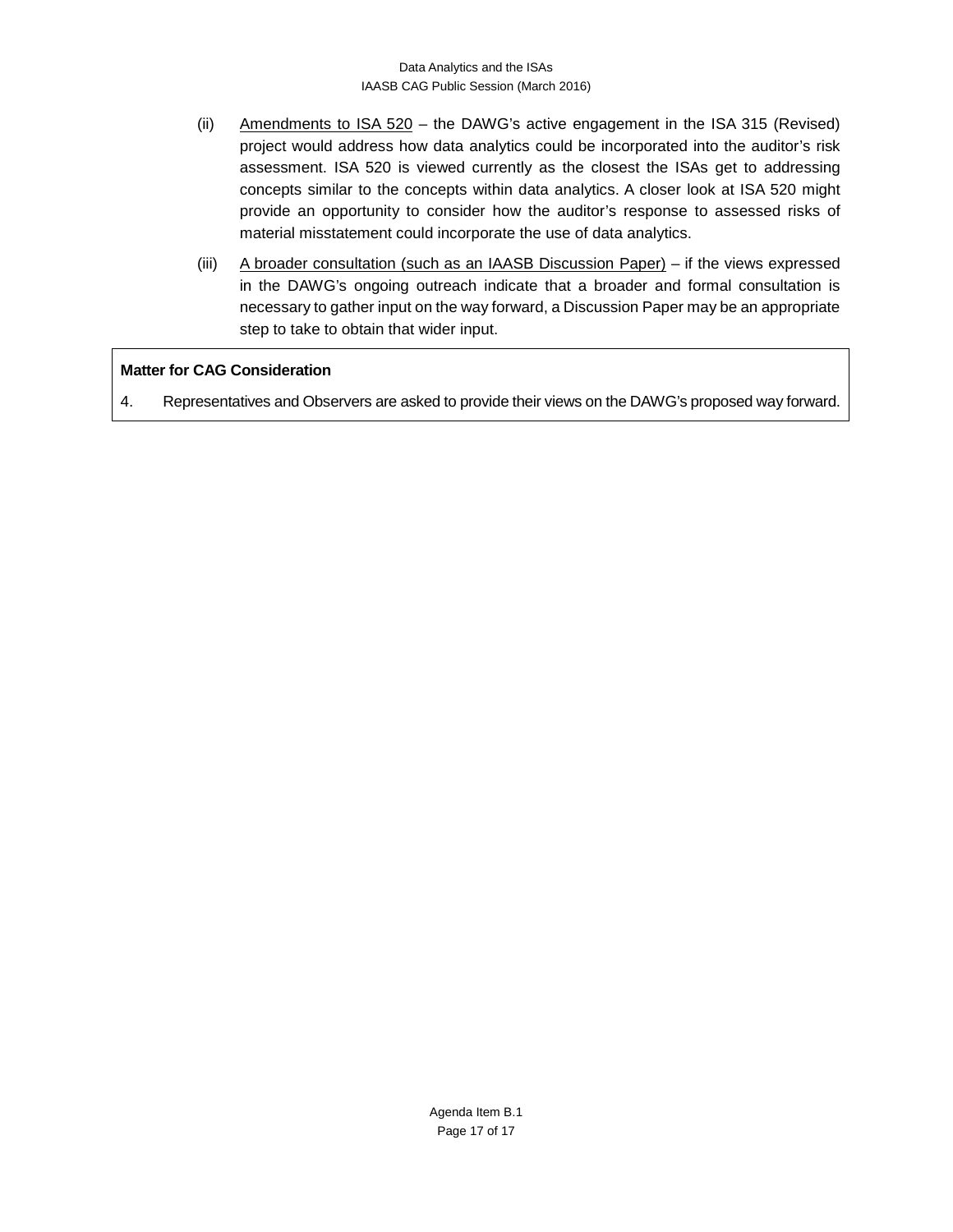(ii) Amendments to ISA 520 – the DAWG's active engagement in the ISA 315 (Revised) project would address how data analytics could be incorporated into the auditor's risk assessment. ISA 520 is viewed currently as the closest the ISAs get to addressing concepts similar to the concepts within data analytics. A closer look at ISA 520 might provide an opportunity to consider how the auditor's response to assessed risks of material misstatement could incorporate the use of data analytics.

(iii) A broader consultation (such as an IAASB Discussion Paper) – if the views expressed in the DAWG's ongoing outreach indicate that a broader and formal consultation is necessary to gather input on the way forward, a Discussion Paper may be an appropriate step to take to obtain that wider input.

**Matter for CAG Consideration**

4. Representatives and Observers are asked to provide their views on the DAWG's proposed way forward.